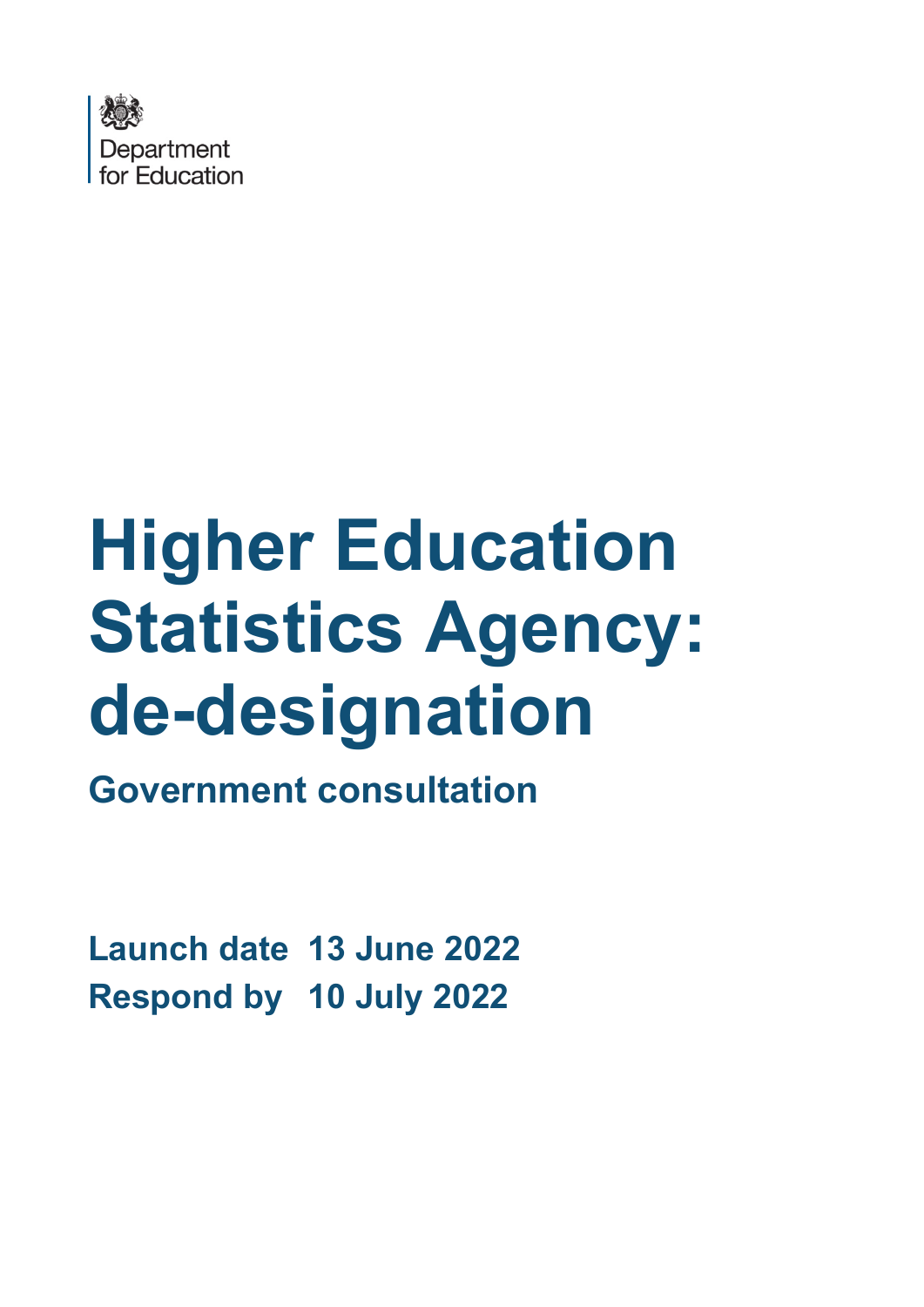Department for Education

# Higher Education Statistics Agency: de-designation

## Government consultation

**Launch date 13 June 2022**

**Respond by 10 July 2022**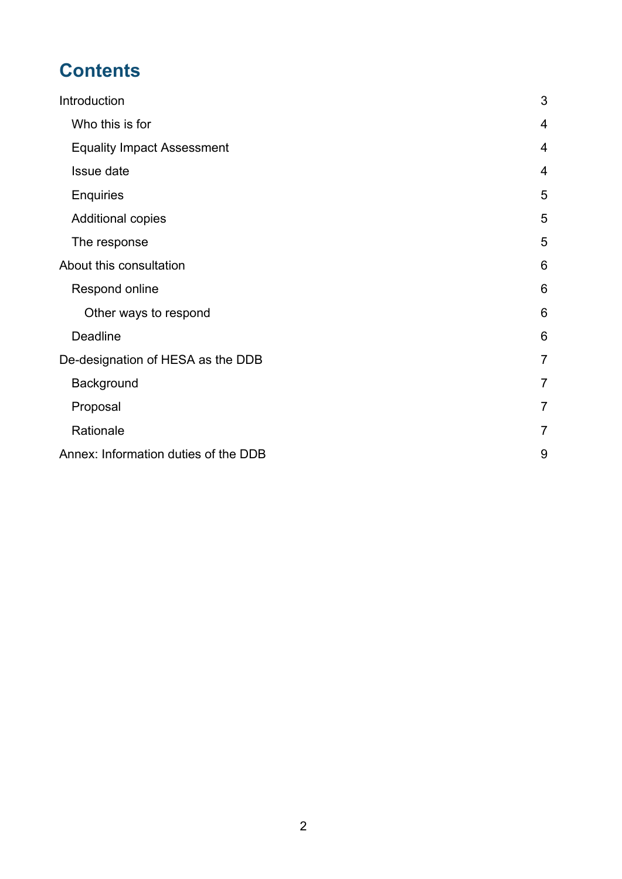# Contents

Introduction 3

- Who this is for 4
- Equality Impact Assessment 4
- Issue date 4
- Enquiries 5
- Additional copies 5
- The response 5

About this consultation 6

- Respond online 6
  - Other ways to respond 6
- Deadline 6

De-designation of HESA as the DDB 7

- Background 7
- Proposal 7
- Rationale 7

Annex: Information duties of the DDB 9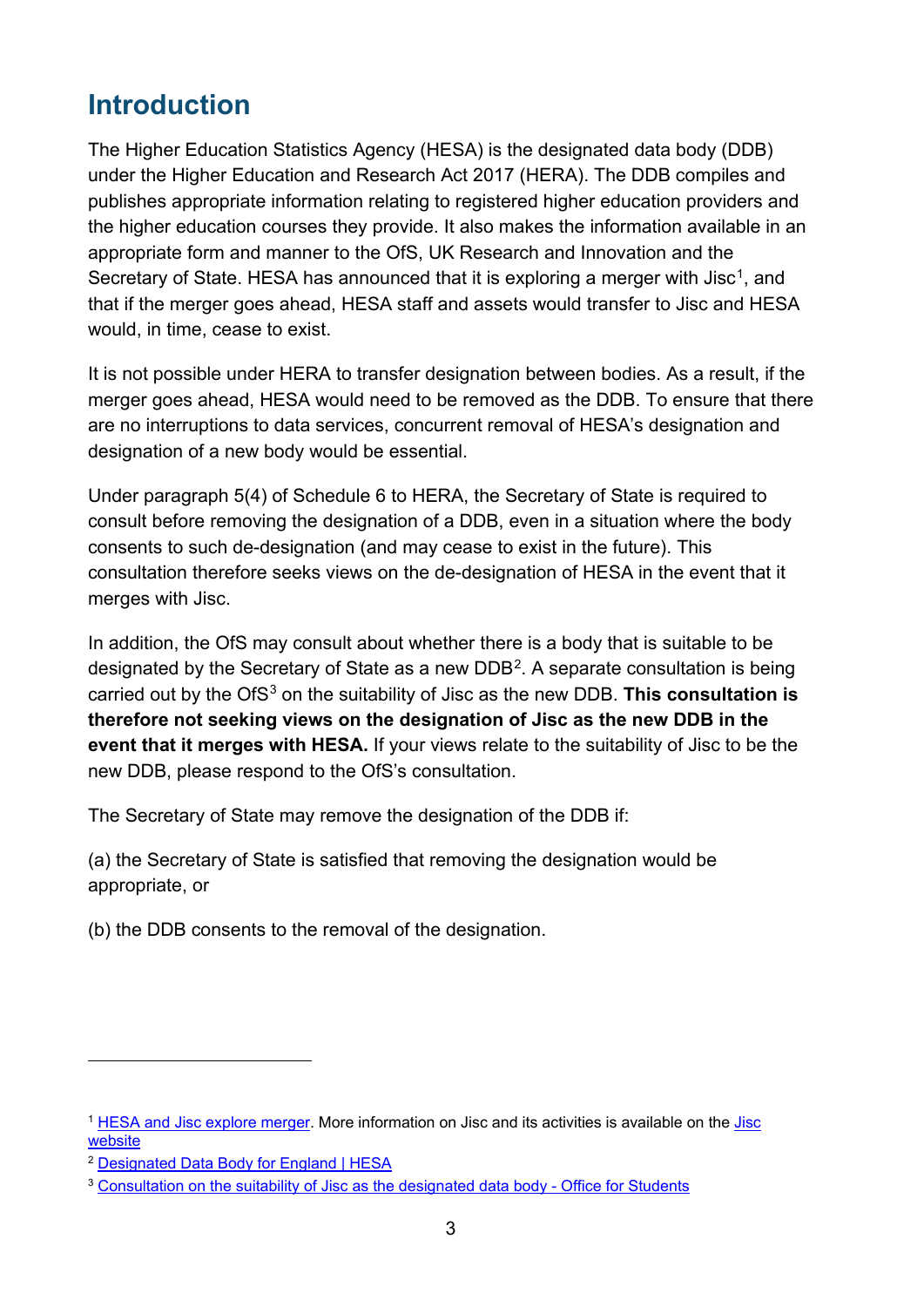## Introduction

The Higher Education Statistics Agency (HESA) is the designated data body (DDB) under the Higher Education and Research Act 2017 (HERA). The DDB compiles and publishes appropriate information relating to registered higher education providers and the higher education courses they provide. It also makes the information available in an appropriate form and manner to the OfS, UK Research and Innovation and the Secretary of State. HESA has announced that it is exploring a merger with Jisc[1], and that if the merger goes ahead, HESA staff and assets would transfer to Jisc and HESA would, in time, cease to exist.

It is not possible under HERA to transfer designation between bodies. As a result, if the merger goes ahead, HESA would need to be removed as the DDB. To ensure that there are no interruptions to data services, concurrent removal of HESA's designation and designation of a new body would be essential.

Under paragraph 5(4) of Schedule 6 to HERA, the Secretary of State is required to consult before removing the designation of a DDB, even in a situation where the body consents to such de-designation (and may cease to exist in the future). This consultation therefore seeks views on the de-designation of HESA in the event that it merges with Jisc.

In addition, the OfS may consult about whether there is a body that is suitable to be designated by the Secretary of State as a new DDB[2]. A separate consultation is being carried out by the OfS[3] on the suitability of Jisc as the new DDB. **This consultation is therefore not seeking views on the designation of Jisc as the new DDB in the event that it merges with HESA.** If your views relate to the suitability of Jisc to be the new DDB, please respond to the OfS's consultation.

The Secretary of State may remove the designation of the DDB if:

(a) the Secretary of State is satisfied that removing the designation would be appropriate, or

(b) the DDB consents to the removal of the designation.

---

[1] HESA and Jisc explore merger. More information on Jisc and its activities is available on the Jisc website

[2] Designated Data Body for England | HESA

[3] Consultation on the suitability of Jisc as the designated data body - Office for Students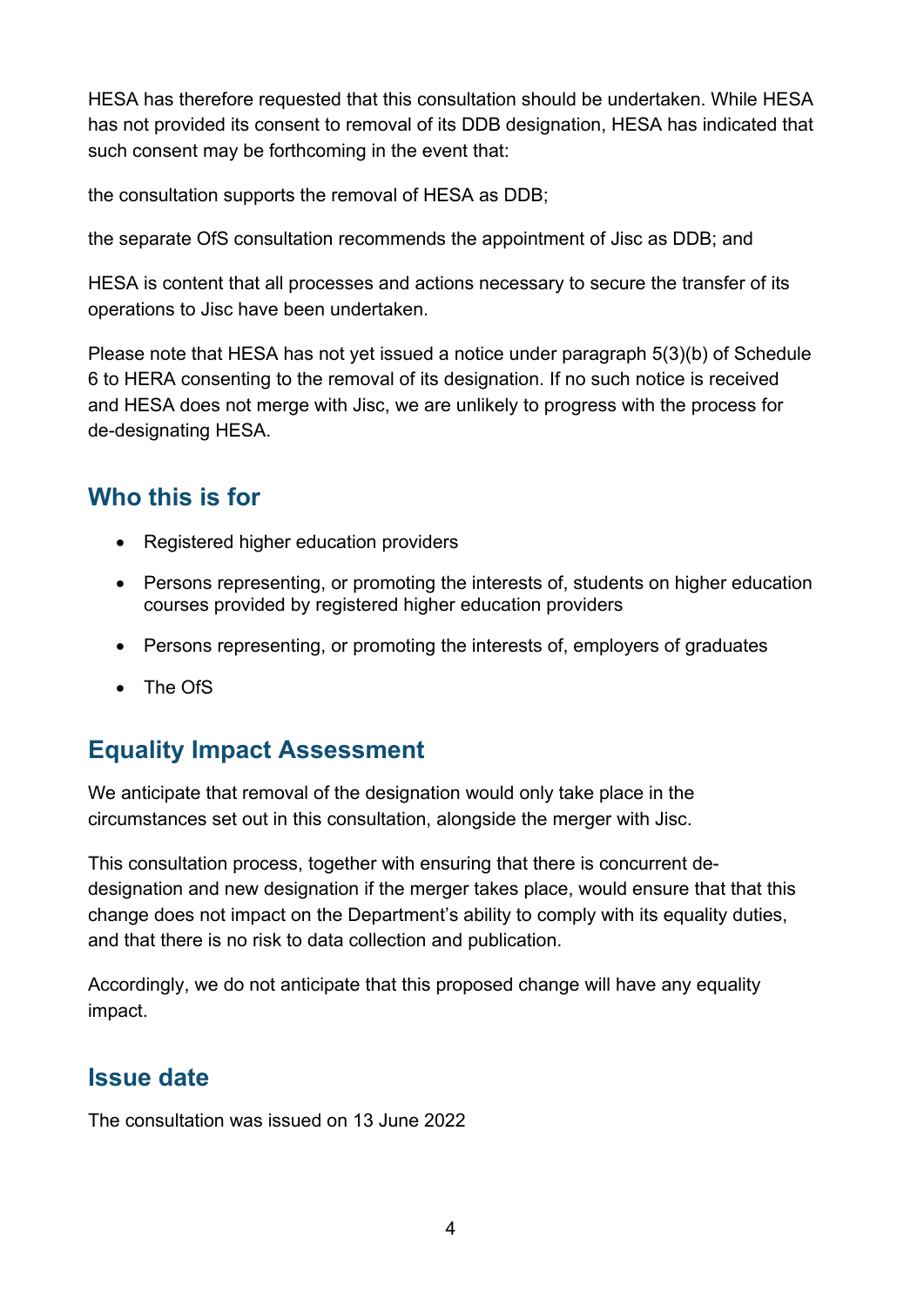HESA has therefore requested that this consultation should be undertaken. While HESA has not provided its consent to removal of its DDB designation, HESA has indicated that such consent may be forthcoming in the event that:

the consultation supports the removal of HESA as DDB;

the separate OfS consultation recommends the appointment of Jisc as DDB; and

HESA is content that all processes and actions necessary to secure the transfer of its operations to Jisc have been undertaken.

Please note that HESA has not yet issued a notice under paragraph 5(3)(b) of Schedule 6 to HERA consenting to the removal of its designation. If no such notice is received and HESA does not merge with Jisc, we are unlikely to progress with the process for de-designating HESA.

## Who this is for

- Registered higher education providers
- Persons representing, or promoting the interests of, students on higher education courses provided by registered higher education providers
- Persons representing, or promoting the interests of, employers of graduates
- The OfS

## Equality Impact Assessment

We anticipate that removal of the designation would only take place in the circumstances set out in this consultation, alongside the merger with Jisc.

This consultation process, together with ensuring that there is concurrent de-designation and new designation if the merger takes place, would ensure that that this change does not impact on the Department's ability to comply with its equality duties, and that there is no risk to data collection and publication.

Accordingly, we do not anticipate that this proposed change will have any equality impact.

## Issue date

The consultation was issued on 13 June 2022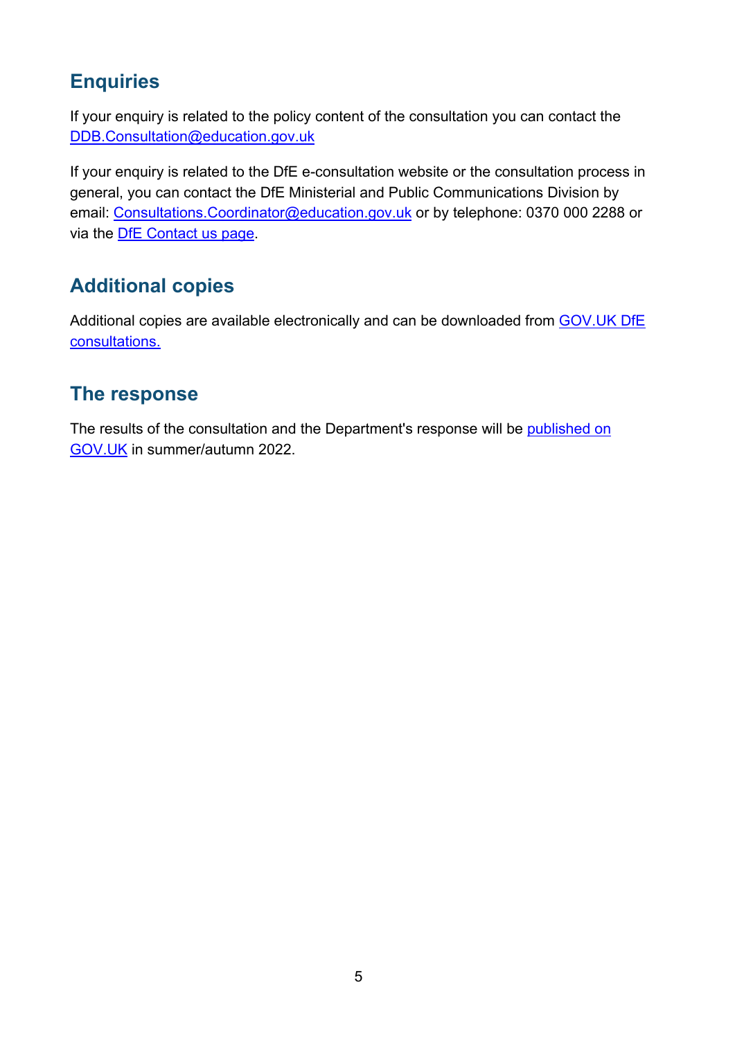## Enquiries

If your enquiry is related to the policy content of the consultation you can contact the DDB.Consultation@education.gov.uk

If your enquiry is related to the DfE e-consultation website or the consultation process in general, you can contact the DfE Ministerial and Public Communications Division by email: Consultations.Coordinator@education.gov.uk or by telephone: 0370 000 2288 or via the DfE Contact us page.

## Additional copies

Additional copies are available electronically and can be downloaded from GOV.UK DfE consultations.

## The response

The results of the consultation and the Department's response will be published on GOV.UK in summer/autumn 2022.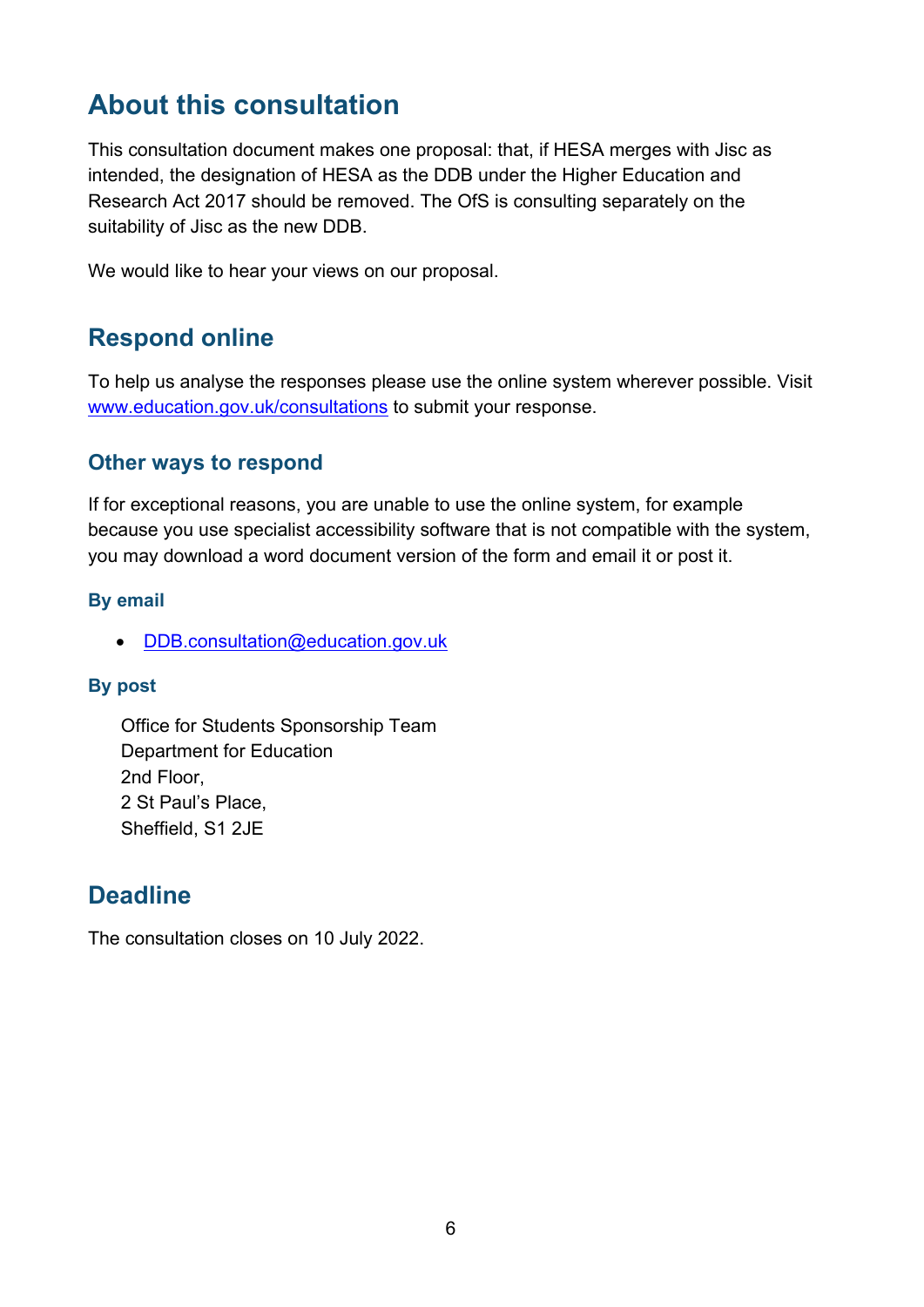# About this consultation

This consultation document makes one proposal: that, if HESA merges with Jisc as intended, the designation of HESA as the DDB under the Higher Education and Research Act 2017 should be removed. The OfS is consulting separately on the suitability of Jisc as the new DDB.

We would like to hear your views on our proposal.

## Respond online

To help us analyse the responses please use the online system wherever possible. Visit [www.education.gov.uk/consultations](www.education.gov.uk/consultations) to submit your response.

### Other ways to respond

If for exceptional reasons, you are unable to use the online system, for example because you use specialist accessibility software that is not compatible with the system, you may download a word document version of the form and email it or post it.

#### By email

- [DDB.consultation@education.gov.uk](mailto:DDB.consultation@education.gov.uk)

#### By post

Office for Students Sponsorship Team  
Department for Education  
2nd Floor,  
2 St Paul's Place,  
Sheffield, S1 2JE

## Deadline

The consultation closes on 10 July 2022.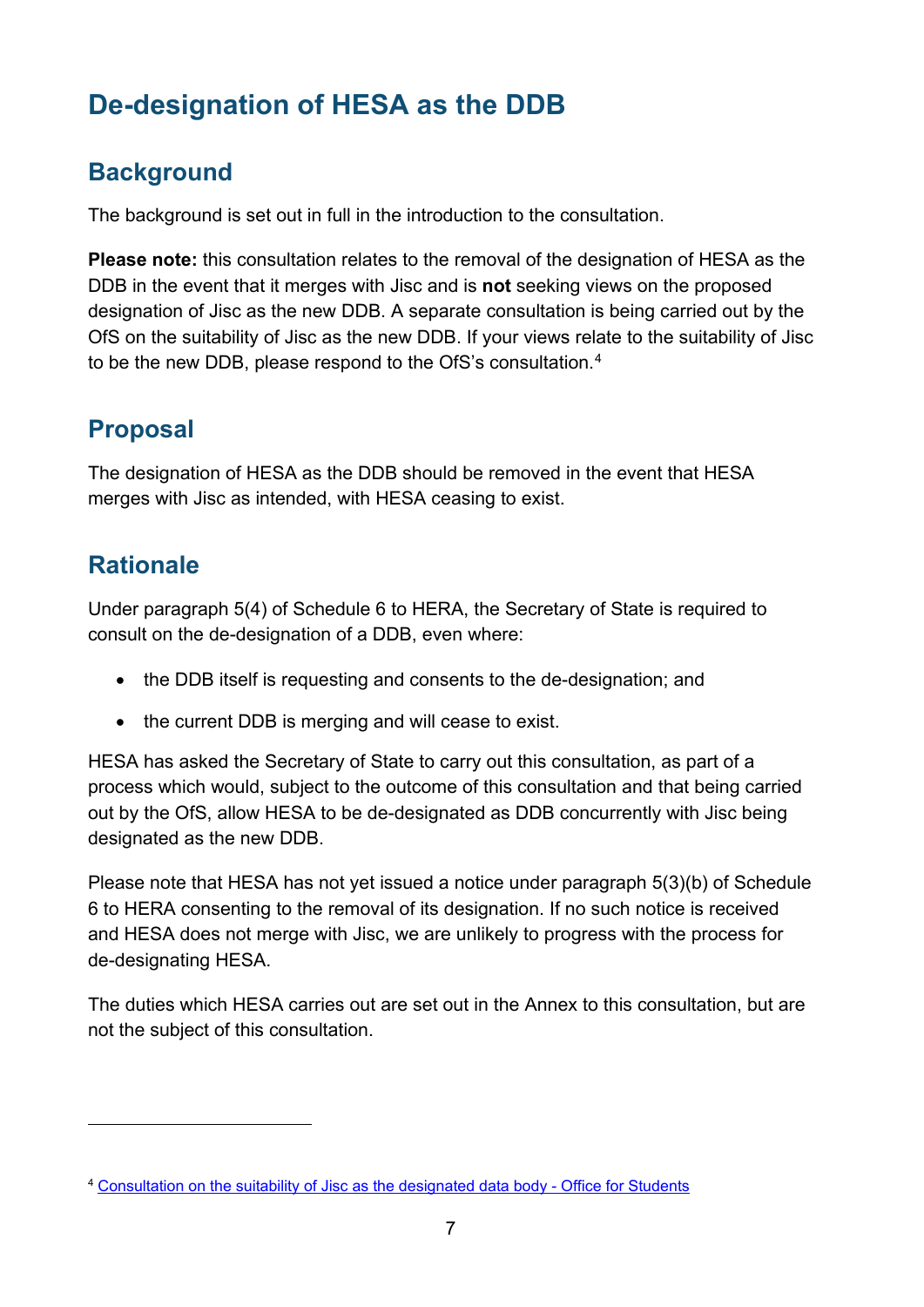# De-designation of HESA as the DDB

## Background

The background is set out in full in the introduction to the consultation.

**Please note:** this consultation relates to the removal of the designation of HESA as the DDB in the event that it merges with Jisc and is **not** seeking views on the proposed designation of Jisc as the new DDB. A separate consultation is being carried out by the OfS on the suitability of Jisc as the new DDB. If your views relate to the suitability of Jisc to be the new DDB, please respond to the OfS's consultation.[4]

## Proposal

The designation of HESA as the DDB should be removed in the event that HESA merges with Jisc as intended, with HESA ceasing to exist.

## Rationale

Under paragraph 5(4) of Schedule 6 to HERA, the Secretary of State is required to consult on the de-designation of a DDB, even where:

- the DDB itself is requesting and consents to the de-designation; and
- the current DDB is merging and will cease to exist.

HESA has asked the Secretary of State to carry out this consultation, as part of a process which would, subject to the outcome of this consultation and that being carried out by the OfS, allow HESA to be de-designated as DDB concurrently with Jisc being designated as the new DDB.

Please note that HESA has not yet issued a notice under paragraph 5(3)(b) of Schedule 6 to HERA consenting to the removal of its designation. If no such notice is received and HESA does not merge with Jisc, we are unlikely to progress with the process for de-designating HESA.

The duties which HESA carries out are set out in the Annex to this consultation, but are not the subject of this consultation.

---

[4] Consultation on the suitability of Jisc as the designated data body - Office for Students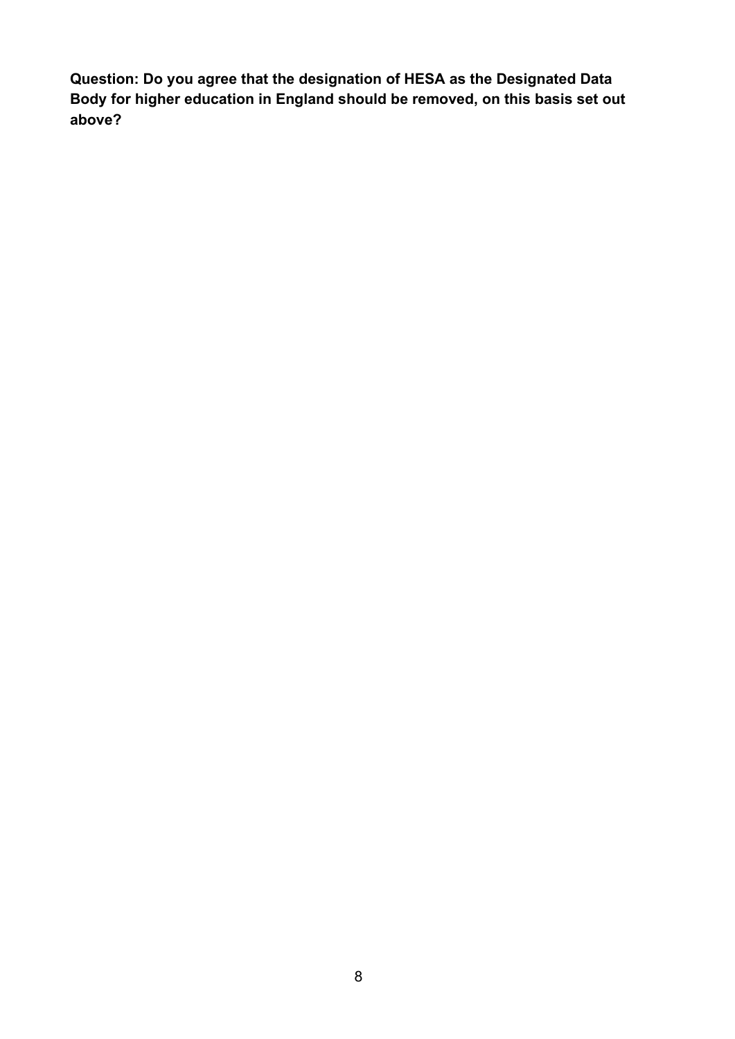**Question: Do you agree that the designation of HESA as the Designated Data Body for higher education in England should be removed, on this basis set out above?**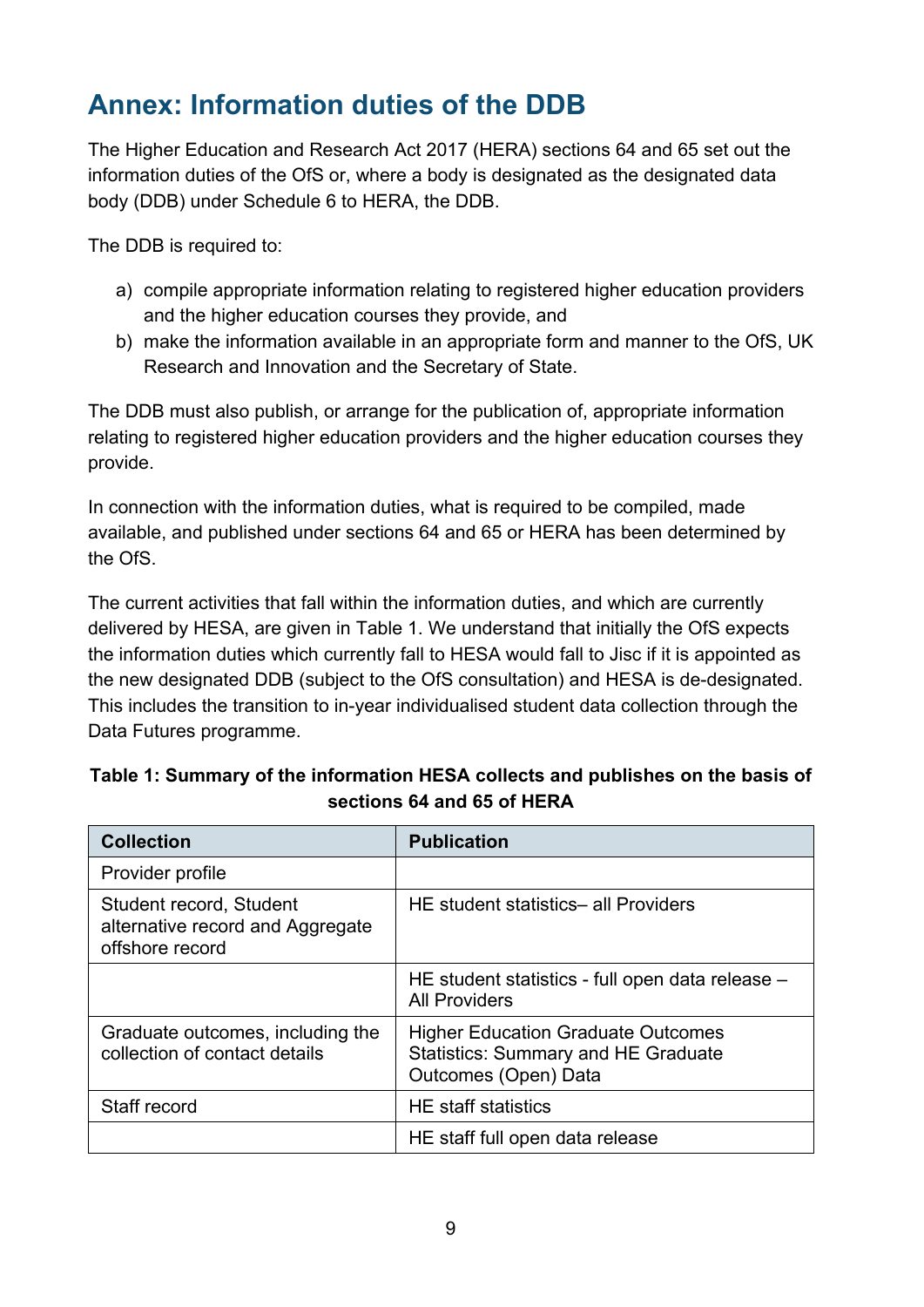# Annex: Information duties of the DDB

The Higher Education and Research Act 2017 (HERA) sections 64 and 65 set out the information duties of the OfS or, where a body is designated as the designated data body (DDB) under Schedule 6 to HERA, the DDB.

The DDB is required to:

a) compile appropriate information relating to registered higher education providers and the higher education courses they provide, and
b) make the information available in an appropriate form and manner to the OfS, UK Research and Innovation and the Secretary of State.

The DDB must also publish, or arrange for the publication of, appropriate information relating to registered higher education providers and the higher education courses they provide.

In connection with the information duties, what is required to be compiled, made available, and published under sections 64 and 65 or HERA has been determined by the OfS.

The current activities that fall within the information duties, and which are currently delivered by HESA, are given in Table 1. We understand that initially the OfS expects the information duties which currently fall to HESA would fall to Jisc if it is appointed as the new designated DDB (subject to the OfS consultation) and HESA is de-designated. This includes the transition to in-year individualised student data collection through the Data Futures programme.

**Table 1: Summary of the information HESA collects and publishes on the basis of sections 64 and 65 of HERA**

| Collection | Publication |
|---|---|
| Provider profile | |
| Student record, Student alternative record and Aggregate offshore record | HE student statistics– all Providers |
| | HE student statistics - full open data release – All Providers |
| Graduate outcomes, including the collection of contact details | Higher Education Graduate Outcomes Statistics: Summary and HE Graduate Outcomes (Open) Data |
| Staff record | HE staff statistics |
| | HE staff full open data release |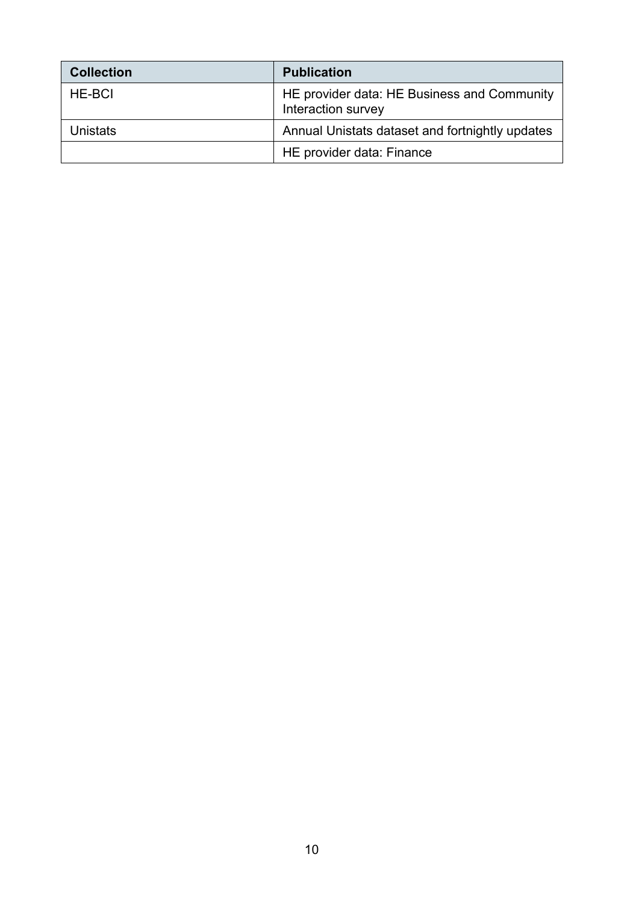| Collection | Publication |
| --- | --- |
| HE-BCI | HE provider data: HE Business and Community Interaction survey |
| Unistats | Annual Unistats dataset and fortnightly updates |
| | HE provider data: Finance |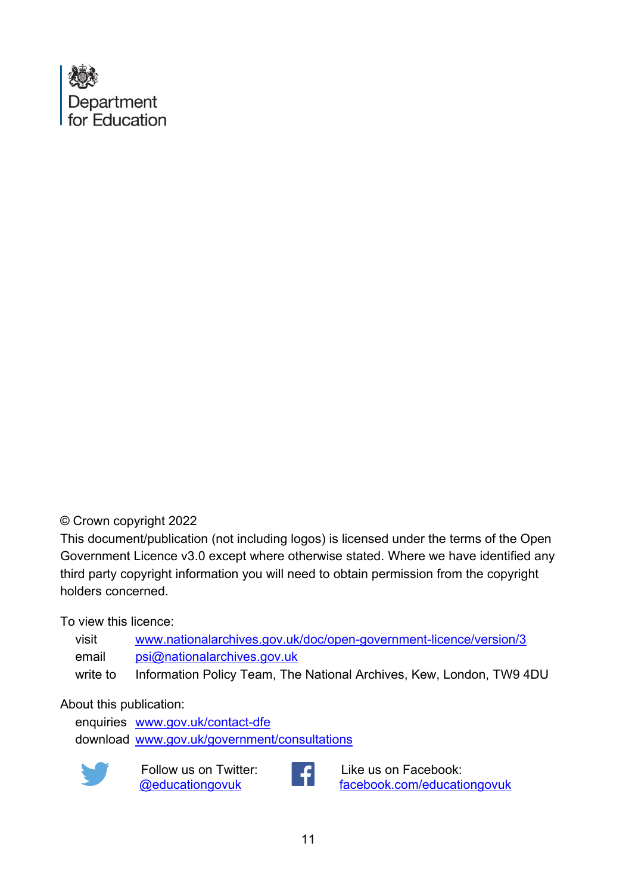Department for Education

© Crown copyright 2022

This document/publication (not including logos) is licensed under the terms of the Open Government Licence v3.0 except where otherwise stated. Where we have identified any third party copyright information you will need to obtain permission from the copyright holders concerned.

To view this licence:

visit www.nationalarchives.gov.uk/doc/open-government-licence/version/3
email psi@nationalarchives.gov.uk
write to Information Policy Team, The National Archives, Kew, London, TW9 4DU

About this publication:

enquiries www.gov.uk/contact-dfe
download www.gov.uk/government/consultations

Follow us on Twitter: @educationgovuk

Like us on Facebook: facebook.com/educationgovuk